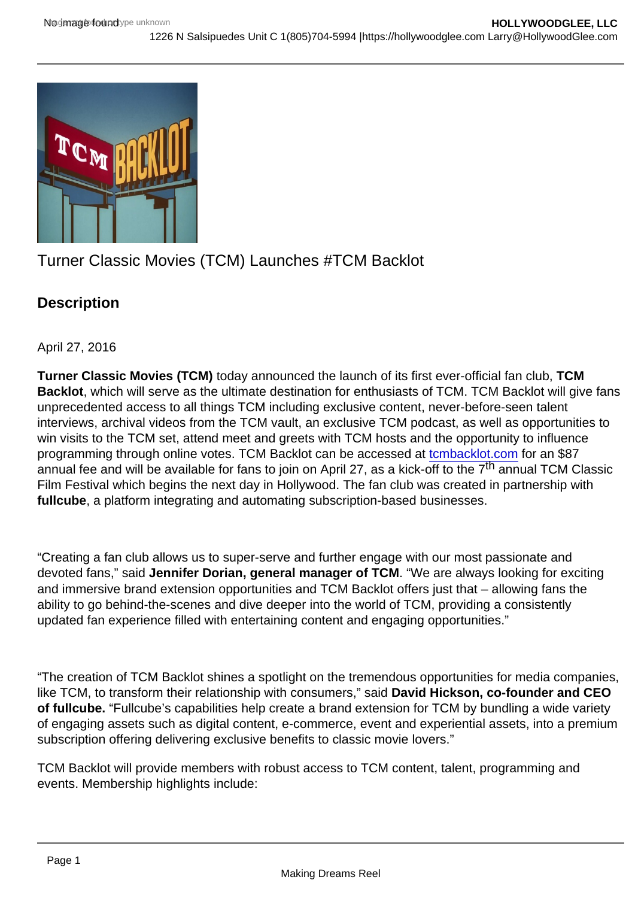Turner Classic Movies (TCM) Launches #TCM Backlot

## Description

April 27, 2016

**Turner Classic Movies (TCM)** today announced the launch of its first ever-official fan club, **TCM Backlot**, which will serve as the ultimate destination for enthusiasts of TCM. TCM Backlot will give fans unprecedented access to all things TCM including exclusive content, never-before-seen talent interviews, archival videos from the TCM vault, an exclusive TCM podcast, as well as opportunities to win visits to the TCM set, attend meet and greets with TCM hosts and the opportunity to influence programming through online votes. TCM Backlot can be accessed at tcmbacklot.com for an $87 annual fee and will be available for fans to join on April 27, as a kick-off to the 7th annual TCM Classic Film Festival which begins the next day in Hollywood. The fan club was created in partnership with **fullcube**, a platform integrating and automating subscription-based businesses.

"Creating a fan club allows us to super-serve and further engage with our most passionate and devoted fans," said **Jennifer Dorian, general manager of TCM**. "We are always looking for exciting and immersive brand extension opportunities and TCM Backlot offers just that – allowing fans the ability to go behind-the-scenes and dive deeper into the world of TCM, providing a consistently updated fan experience filled with entertaining content and engaging opportunities."

"The creation of TCM Backlot shines a spotlight on the tremendous opportunities for media companies, like TCM, to transform their relationship with consumers," said **David Hickson, co-founder and CEO of fullcube.** "Fullcube's capabilities help create a brand extension for TCM by bundling a wide variety of engaging assets such as digital content, e-commerce, event and experiential assets, into a premium subscription offering delivering exclusive benefits to classic movie lovers."

TCM Backlot will provide members with robust access to TCM content, talent, programming and events. Membership highlights include: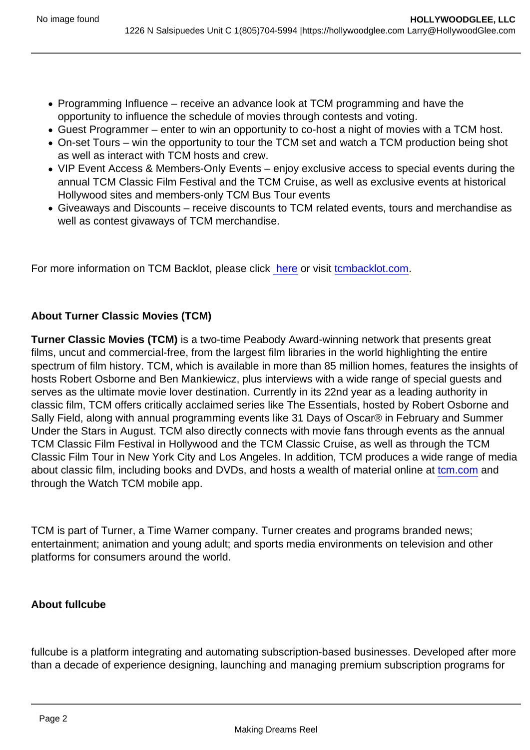- Programming Influence – receive an advance look at TCM programming and have the opportunity to influence the schedule of movies through contests and voting.
- Guest Programmer – enter to win an opportunity to co-host a night of movies with a TCM host.
- On-set Tours – win the opportunity to tour the TCM set and watch a TCM production being shot as well as interact with TCM hosts and crew.
- VIP Event Access & Members-Only Events – enjoy exclusive access to special events during the annual TCM Classic Film Festival and the TCM Cruise, as well as exclusive events at historical Hollywood sites and members-only TCM Bus Tour events
- Giveaways and Discounts – receive discounts to TCM related events, tours and merchandise as well as contest givaways of TCM merchandise.

For more information on TCM Backlot, please click here or visit tcmbacklot.com.

**About Turner Classic Movies (TCM)**

**Turner Classic Movies (TCM)** is a two-time Peabody Award-winning network that presents great films, uncut and commercial-free, from the largest film libraries in the world highlighting the entire spectrum of film history. TCM, which is available in more than 85 million homes, features the insights of hosts Robert Osborne and Ben Mankiewicz, plus interviews with a wide range of special guests and serves as the ultimate movie lover destination. Currently in its 22nd year as a leading authority in classic film, TCM offers critically acclaimed series like The Essentials, hosted by Robert Osborne and Sally Field, along with annual programming events like 31 Days of Oscar® in February and Summer Under the Stars in August. TCM also directly connects with movie fans through events as the annual TCM Classic Film Festival in Hollywood and the TCM Classic Cruise, as well as through the TCM Classic Film Tour in New York City and Los Angeles. In addition, TCM produces a wide range of media about classic film, including books and DVDs, and hosts a wealth of material online at tcm.com and through the Watch TCM mobile app.

TCM is part of Turner, a Time Warner company. Turner creates and programs branded news; entertainment; animation and young adult; and sports media environments on television and other platforms for consumers around the world.

**About fullcube**

fullcube is a platform integrating and automating subscription-based businesses. Developed after more than a decade of experience designing, launching and managing premium subscription programs for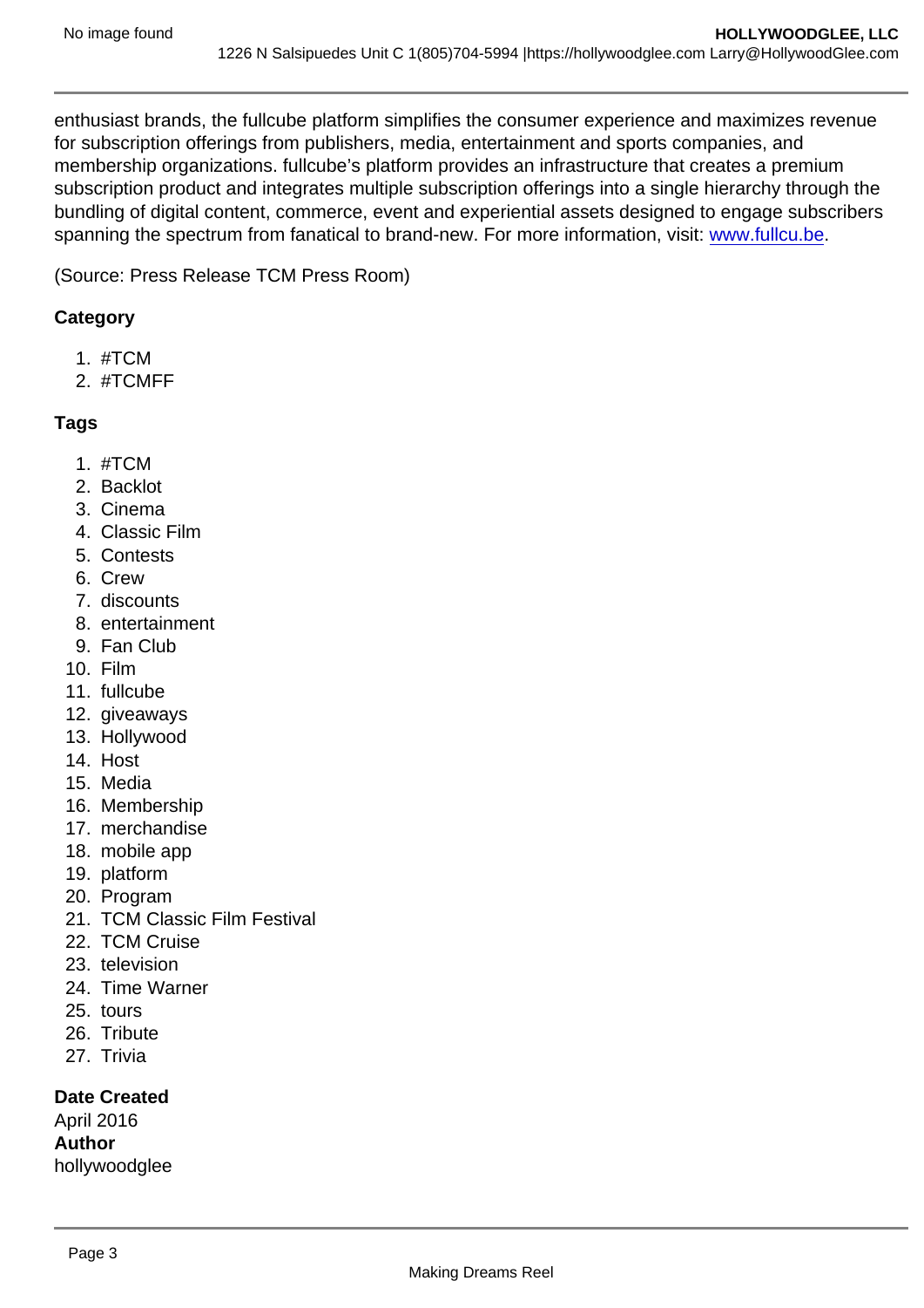enthusiast brands, the fullcube platform simplifies the consumer experience and maximizes revenue for subscription offerings from publishers, media, entertainment and sports companies, and membership organizations. fullcube's platform provides an infrastructure that creates a premium subscription product and integrates multiple subscription offerings into a single hierarchy through the bundling of digital content, commerce, event and experiential assets designed to engage subscribers spanning the spectrum from fanatical to brand-new. For more information, visit: [www.fullcu.be](www.fullcu.be).

(Source: Press Release TCM Press Room)

**Category**

1. #TCM
2. #TCMFF

**Tags**

1. #TCM
2. Backlot
3. Cinema
4. Classic Film
5. Contests
6. Crew
7. discounts
8. entertainment
9. Fan Club
10. Film
11. fullcube
12. giveaways
13. Hollywood
14. Host
15. Media
16. Membership
17. merchandise
18. mobile app
19. platform
20. Program
21. TCM Classic Film Festival
22. TCM Cruise
23. television
24. Time Warner
25. tours
26. Tribute
27. Trivia

**Date Created**
April 2016
**Author**
hollywoodglee